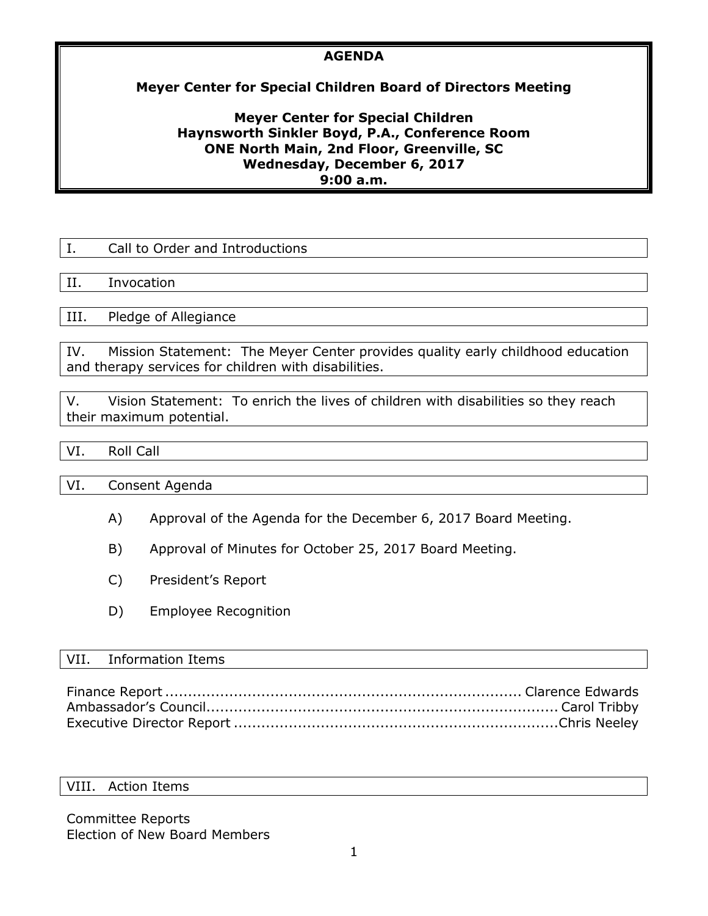# AGENDA

## Meyer Center for Special Children Board of Directors Meeting

**Meyer Center for Special Children**
**Haynsworth Sinkler Boyd, P.A., Conference Room**
**ONE North Main, 2nd Floor, Greenville, SC**
**Wednesday, December 6, 2017**
**9:00 a.m.**

I. Call to Order and Introductions

II. Invocation

III. Pledge of Allegiance

IV. Mission Statement: The Meyer Center provides quality early childhood education and therapy services for children with disabilities.

V. Vision Statement: To enrich the lives of children with disabilities so they reach their maximum potential.

VI. Roll Call

VI. Consent Agenda

A) Approval of the Agenda for the December 6, 2017 Board Meeting.

B) Approval of Minutes for October 25, 2017 Board Meeting.

C) President's Report

D) Employee Recognition

VII. Information Items

Finance Report .......... Clarence Edwards
Ambassador's Council.......... Carol Tribby
Executive Director Report .......... Chris Neeley

VIII. Action Items

Committee Reports
Election of New Board Members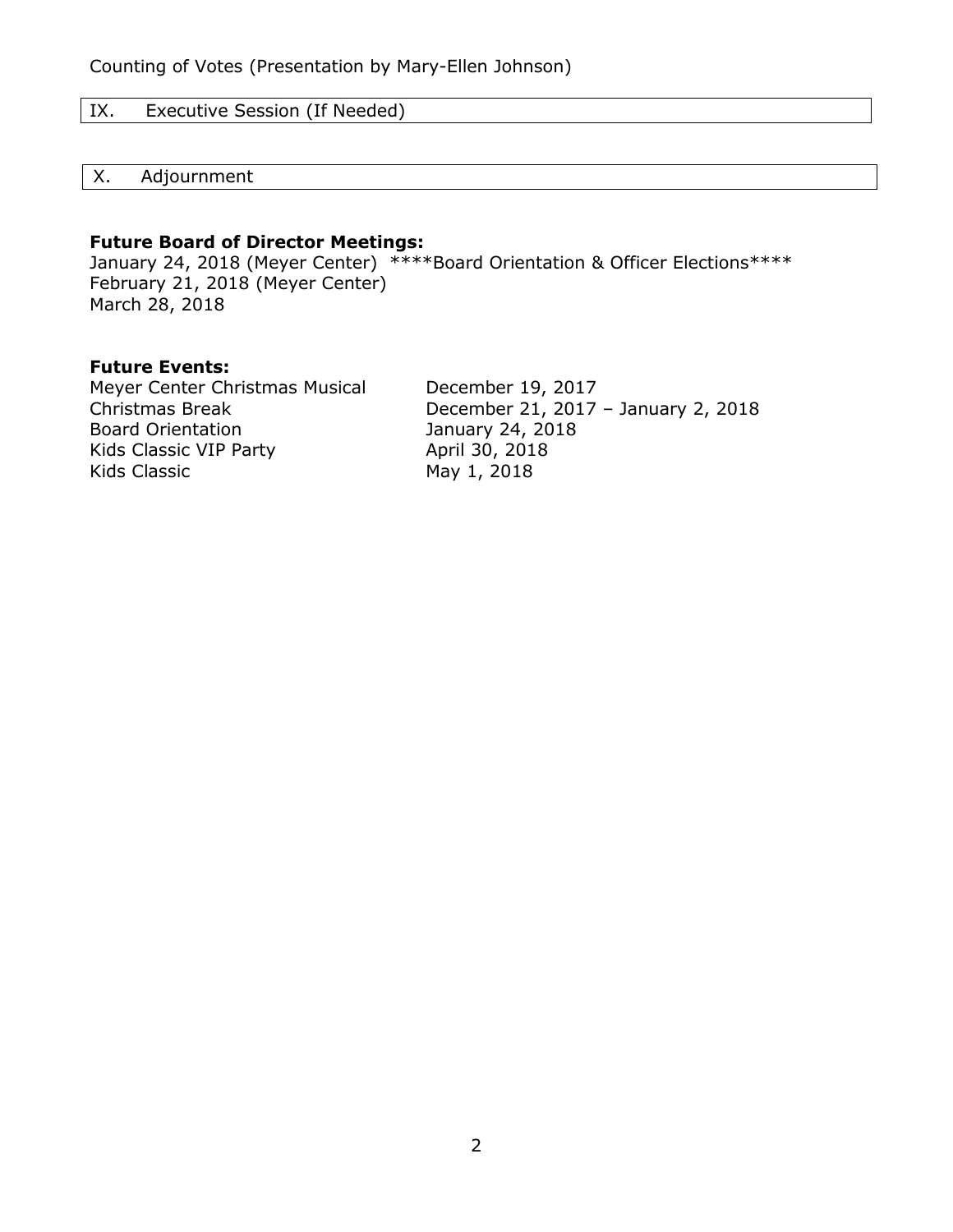Counting of Votes (Presentation by Mary-Ellen Johnson)

IX. Executive Session (If Needed)

X. Adjournment

**Future Board of Director Meetings:**

January 24, 2018 (Meyer Center) ****Board Orientation & Officer Elections****
February 21, 2018 (Meyer Center)
March 28, 2018

**Future Events:**

| | |
|---|---|
| Meyer Center Christmas Musical | December 19, 2017 |
| Christmas Break | December 21, 2017 – January 2, 2018 |
| Board Orientation | January 24, 2018 |
| Kids Classic VIP Party | April 30, 2018 |
| Kids Classic | May 1, 2018 |